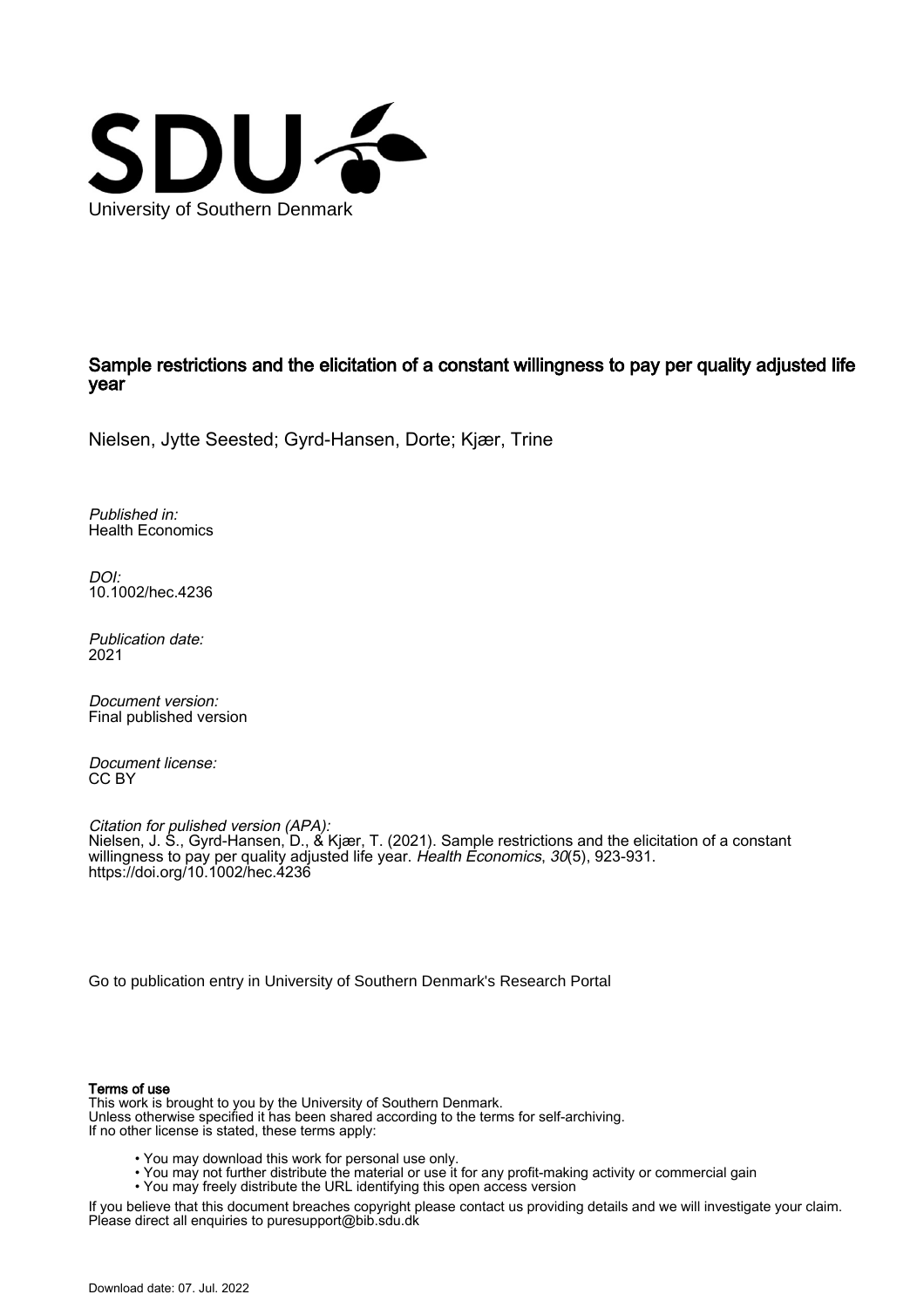University of Southern Denmark

# Sample restrictions and the elicitation of a constant willingness to pay per quality adjusted life year

Nielsen, Jytte Seested; Gyrd-Hansen, Dorte; Kjær, Trine

*Published in:*
Health Economics

*DOI:*
10.1002/hec.4236

*Publication date:*
2021

*Document version:*
Final published version

*Document license:*
CC BY

*Citation for pulished version (APA):*
Nielsen, J. S., Gyrd-Hansen, D., & Kjær, T. (2021). Sample restrictions and the elicitation of a constant willingness to pay per quality adjusted life year. *Health Economics*, *30*(5), 923-931. https://doi.org/10.1002/hec.4236

Go to publication entry in University of Southern Denmark's Research Portal

**Terms of use**

This work is brought to you by the University of Southern Denmark.
Unless otherwise specified it has been shared according to the terms for self-archiving.
If no other license is stated, these terms apply:

- You may download this work for personal use only.
- You may not further distribute the material or use it for any profit-making activity or commercial gain
- You may freely distribute the URL identifying this open access version

If you believe that this document breaches copyright please contact us providing details and we will investigate your claim.
Please direct all enquiries to puresupport@bib.sdu.dk

Download date: 07. Jul. 2022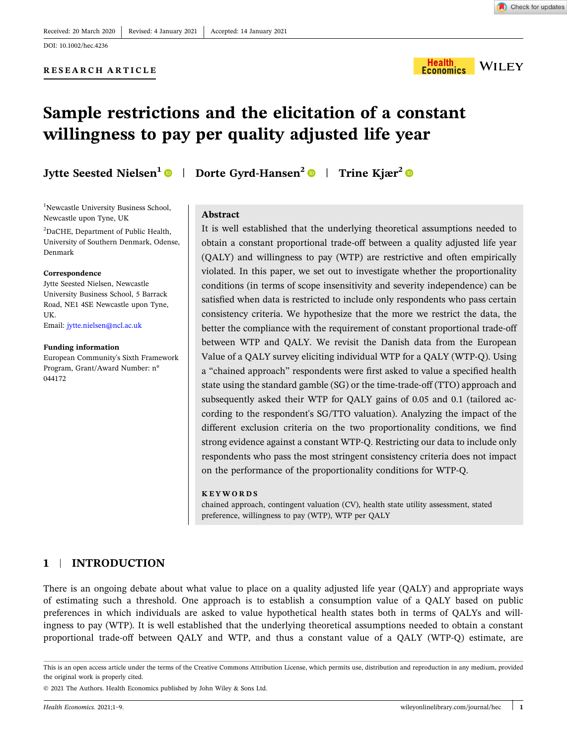Received: 20 March 2020 | Revised: 4 January 2021 | Accepted: 14 January 2021

DOI: 10.1002/hec.4236

**RESEARCH ARTICLE**

# Sample restrictions and the elicitation of a constant willingness to pay per quality adjusted life year

**Jytte Seested Nielsen**[1] | **Dorte Gyrd-Hansen**[2] | **Trine Kjær**[2]

[1]Newcastle University Business School, Newcastle upon Tyne, UK

[2]DaCHE, Department of Public Health, University of Southern Denmark, Odense, Denmark

**Correspondence**
Jytte Seested Nielsen, Newcastle University Business School, 5 Barrack Road, NE1 4SE Newcastle upon Tyne, UK.
Email: jytte.nielsen@ncl.ac.uk

**Funding information**
European Community's Sixth Framework Program, Grant/Award Number: n° 044172

## Abstract

It is well established that the underlying theoretical assumptions needed to obtain a constant proportional trade-off between a quality adjusted life year (QALY) and willingness to pay (WTP) are restrictive and often empirically violated. In this paper, we set out to investigate whether the proportionality conditions (in terms of scope insensitivity and severity independence) can be satisfied when data is restricted to include only respondents who pass certain consistency criteria. We hypothesize that the more we restrict the data, the better the compliance with the requirement of constant proportional trade-off between WTP and QALY. We revisit the Danish data from the European Value of a QALY survey eliciting individual WTP for a QALY (WTP-Q). Using a "chained approach" respondents were first asked to value a specified health state using the standard gamble (SG) or the time-trade-off (TTO) approach and subsequently asked their WTP for QALY gains of 0.05 and 0.1 (tailored according to the respondent's SG/TTO valuation). Analyzing the impact of the different exclusion criteria on the two proportionality conditions, we find strong evidence against a constant WTP-Q. Restricting our data to include only respondents who pass the most stringent consistency criteria does not impact on the performance of the proportionality conditions for WTP-Q.

**KEYWORDS**

chained approach, contingent valuation (CV), health state utility assessment, stated preference, willingness to pay (WTP), WTP per QALY

## 1 | INTRODUCTION

There is an ongoing debate about what value to place on a quality adjusted life year (QALY) and appropriate ways of estimating such a threshold. One approach is to establish a consumption value of a QALY based on public preferences in which individuals are asked to value hypothetical health states both in terms of QALYs and willingness to pay (WTP). It is well established that the underlying theoretical assumptions needed to obtain a constant proportional trade-off between QALY and WTP, and thus a constant value of a QALY (WTP-Q) estimate, are

This is an open access article under the terms of the Creative Commons Attribution License, which permits use, distribution and reproduction in any medium, provided the original work is properly cited.

© 2021 The Authors. Health Economics published by John Wiley & Sons Ltd.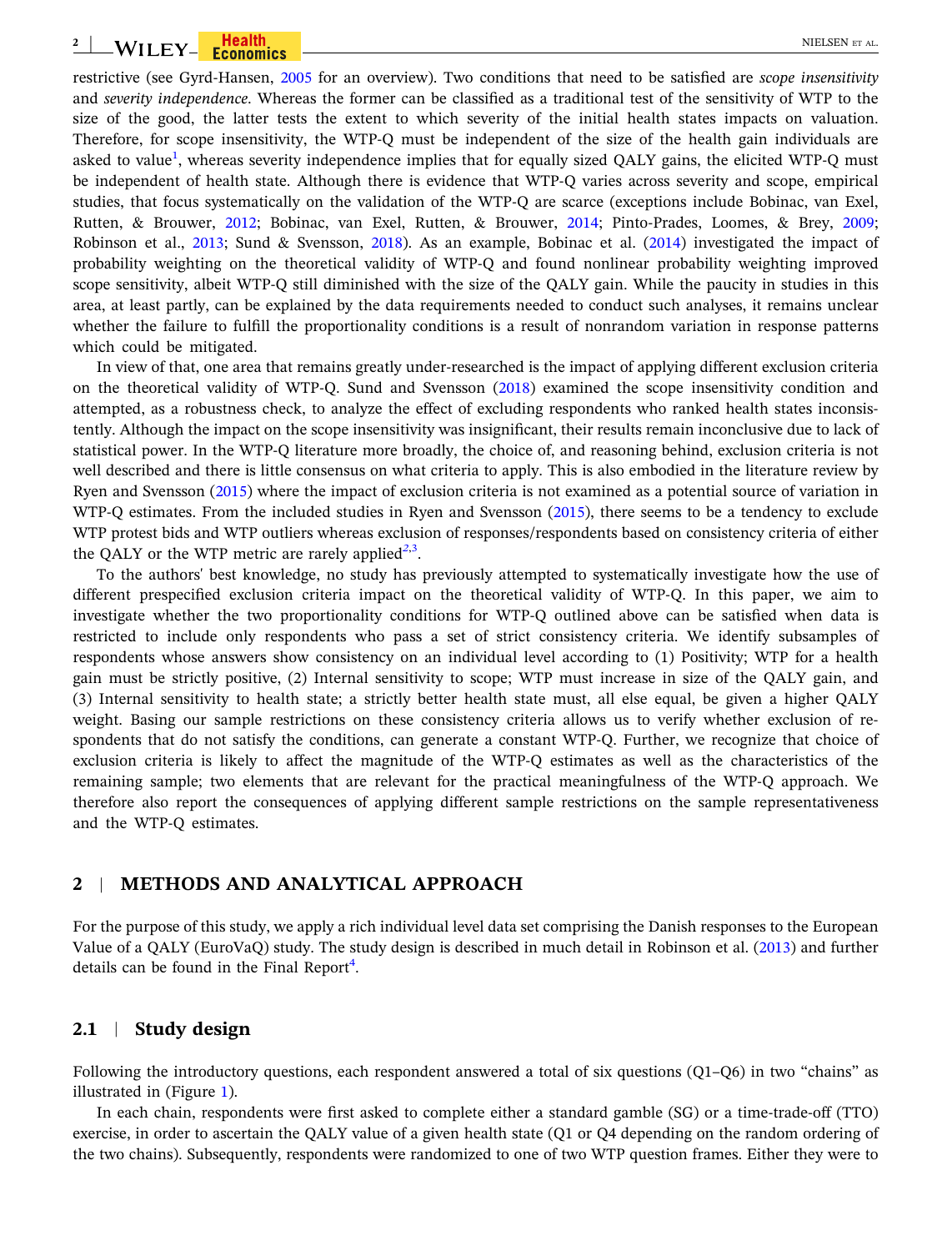restrictive (see Gyrd-Hansen, 2005 for an overview). Two conditions that need to be satisfied are *scope insensitivity* and *severity independence*. Whereas the former can be classified as a traditional test of the sensitivity of WTP to the size of the good, the latter tests the extent to which severity of the initial health states impacts on valuation. Therefore, for scope insensitivity, the WTP-Q must be independent of the size of the health gain individuals are asked to value[1], whereas severity independence implies that for equally sized QALY gains, the elicited WTP-Q must be independent of health state. Although there is evidence that WTP-Q varies across severity and scope, empirical studies, that focus systematically on the validation of the WTP-Q are scarce (exceptions include Bobinac, van Exel, Rutten, & Brouwer, 2012; Bobinac, van Exel, Rutten, & Brouwer, 2014; Pinto-Prades, Loomes, & Brey, 2009; Robinson et al., 2013; Sund & Svensson, 2018). As an example, Bobinac et al. (2014) investigated the impact of probability weighting on the theoretical validity of WTP-Q and found nonlinear probability weighting improved scope sensitivity, albeit WTP-Q still diminished with the size of the QALY gain. While the paucity in studies in this area, at least partly, can be explained by the data requirements needed to conduct such analyses, it remains unclear whether the failure to fulfill the proportionality conditions is a result of nonrandom variation in response patterns which could be mitigated.

In view of that, one area that remains greatly under-researched is the impact of applying different exclusion criteria on the theoretical validity of WTP-Q. Sund and Svensson (2018) examined the scope insensitivity condition and attempted, as a robustness check, to analyze the effect of excluding respondents who ranked health states inconsistently. Although the impact on the scope insensitivity was insignificant, their results remain inconclusive due to lack of statistical power. In the WTP-Q literature more broadly, the choice of, and reasoning behind, exclusion criteria is not well described and there is little consensus on what criteria to apply. This is also embodied in the literature review by Ryen and Svensson (2015) where the impact of exclusion criteria is not examined as a potential source of variation in WTP-Q estimates. From the included studies in Ryen and Svensson (2015), there seems to be a tendency to exclude WTP protest bids and WTP outliers whereas exclusion of responses/respondents based on consistency criteria of either the QALY or the WTP metric are rarely applied[2,3].

To the authors' best knowledge, no study has previously attempted to systematically investigate how the use of different prespecified exclusion criteria impact on the theoretical validity of WTP-Q. In this paper, we aim to investigate whether the two proportionality conditions for WTP-Q outlined above can be satisfied when data is restricted to include only respondents who pass a set of strict consistency criteria. We identify subsamples of respondents whose answers show consistency on an individual level according to (1) Positivity; WTP for a health gain must be strictly positive, (2) Internal sensitivity to scope; WTP must increase in size of the QALY gain, and (3) Internal sensitivity to health state; a strictly better health state must, all else equal, be given a higher QALY weight. Basing our sample restrictions on these consistency criteria allows us to verify whether exclusion of respondents that do not satisfy the conditions, can generate a constant WTP-Q. Further, we recognize that choice of exclusion criteria is likely to affect the magnitude of the WTP-Q estimates as well as the characteristics of the remaining sample; two elements that are relevant for the practical meaningfulness of the WTP-Q approach. We therefore also report the consequences of applying different sample restrictions on the sample representativeness and the WTP-Q estimates.

## 2 | METHODS AND ANALYTICAL APPROACH

For the purpose of this study, we apply a rich individual level data set comprising the Danish responses to the European Value of a QALY (EuroVaQ) study. The study design is described in much detail in Robinson et al. (2013) and further details can be found in the Final Report[4].

### 2.1 | Study design

Following the introductory questions, each respondent answered a total of six questions (Q1–Q6) in two "chains" as illustrated in (Figure 1).

In each chain, respondents were first asked to complete either a standard gamble (SG) or a time-trade-off (TTO) exercise, in order to ascertain the QALY value of a given health state (Q1 or Q4 depending on the random ordering of the two chains). Subsequently, respondents were randomized to one of two WTP question frames. Either they were to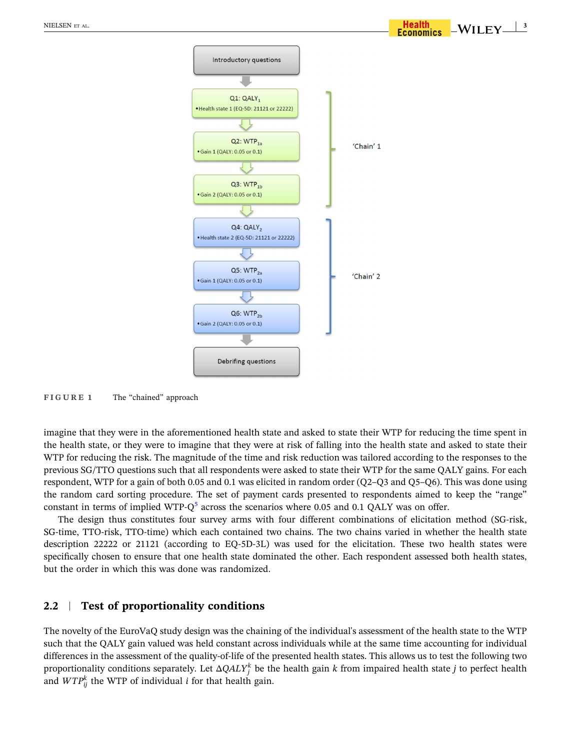FIGURE 1 The "chained" approach

imagine that they were in the aforementioned health state and asked to state their WTP for reducing the time spent in the health state, or they were to imagine that they were at risk of falling into the health state and asked to state their WTP for reducing the risk. The magnitude of the time and risk reduction was tailored according to the responses to the previous SG/TTO questions such that all respondents were asked to state their WTP for the same QALY gains. For each respondent, WTP for a gain of both 0.05 and 0.1 was elicited in random order (Q2–Q3 and Q5–Q6). This was done using the random card sorting procedure. The set of payment cards presented to respondents aimed to keep the "range" constant in terms of implied WTP-Q[5] across the scenarios where 0.05 and 0.1 QALY was on offer.

The design thus constitutes four survey arms with four different combinations of elicitation method (SG-risk, SG-time, TTO-risk, TTO-time) which each contained two chains. The two chains varied in whether the health state description 22222 or 21121 (according to EQ-5D-3L) was used for the elicitation. These two health states were specifically chosen to ensure that one health state dominated the other. Each respondent assessed both health states, but the order in which this was done was randomized.

## 2.2 | Test of proportionality conditions

The novelty of the EuroVaQ study design was the chaining of the individual's assessment of the health state to the WTP such that the QALY gain valued was held constant across individuals while at the same time accounting for individual differences in the assessment of the quality-of-life of the presented health states. This allows us to test the following two proportionality conditions separately. Let $\Delta QALY_j^k$ be the health gain $k$ from impaired health state $j$ to perfect health and $WTP_{ij}^k$ the WTP of individual $i$ for that health gain.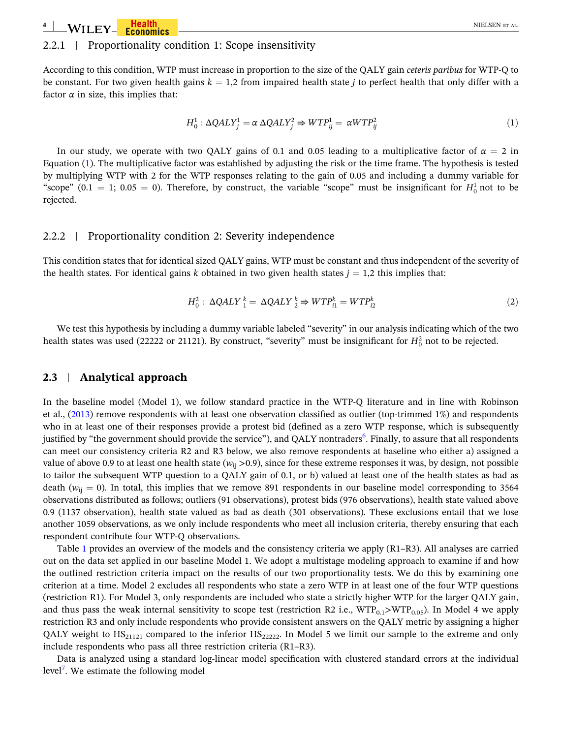### 2.2.1 | Proportionality condition 1: Scope insensitivity

According to this condition, WTP must increase in proportion to the size of the QALY gain *ceteris paribus* for WTP-Q to be constant. For two given health gains $k = 1,2$ from impaired health state $j$ to perfect health that only differ with a factor $\alpha$ in size, this implies that:

$$H_0^1 : \Delta QALY_j^1 = \alpha\, \Delta QALY_j^2 \Rightarrow WTP_{ij}^1 = \alpha WTP_{ij}^2 \tag{1}$$

In our study, we operate with two QALY gains of 0.1 and 0.05 leading to a multiplicative factor of $\alpha = 2$ in Equation (1). The multiplicative factor was established by adjusting the risk or the time frame. The hypothesis is tested by multiplying WTP with 2 for the WTP responses relating to the gain of 0.05 and including a dummy variable for "scope" ($0.1 = 1$; $0.05 = 0$). Therefore, by construct, the variable "scope" must be insignificant for $H_0^1$ not to be rejected.

### 2.2.2 | Proportionality condition 2: Severity independence

This condition states that for identical sized QALY gains, WTP must be constant and thus independent of the severity of the health states. For identical gains $k$ obtained in two given health states $j = 1,2$ this implies that:

$$H_0^2 : \; \Delta QALY_1^{\,k} = \; \Delta QALY_2^{\,k} \Rightarrow WTP_{i1}^k = WTP_{i2}^k \tag{2}$$

We test this hypothesis by including a dummy variable labeled "severity" in our analysis indicating which of the two health states was used (22222 or 21121). By construct, "severity" must be insignificant for $H_0^2$ not to be rejected.

## 2.3 | Analytical approach

In the baseline model (Model 1), we follow standard practice in the WTP-Q literature and in line with Robinson et al., (2013) remove respondents with at least one observation classified as outlier (top-trimmed 1%) and respondents who in at least one of their responses provide a protest bid (defined as a zero WTP response, which is subsequently justified by "the government should provide the service"), and QALY nontraders[6]. Finally, to assure that all respondents can meet our consistency criteria R2 and R3 below, we also remove respondents at baseline who either a) assigned a value of above 0.9 to at least one health state ($w_{ij} > 0.9$), since for these extreme responses it was, by design, not possible to tailor the subsequent WTP question to a QALY gain of 0.1, or b) valued at least one of the health states as bad as death ($w_{ij} = 0$). In total, this implies that we remove 891 respondents in our baseline model corresponding to 3564 observations distributed as follows; outliers (91 observations), protest bids (976 observations), health state valued above 0.9 (1137 observation), health state valued as bad as death (301 observations). These exclusions entail that we lose another 1059 observations, as we only include respondents who meet all inclusion criteria, thereby ensuring that each respondent contribute four WTP-Q observations.

Table 1 provides an overview of the models and the consistency criteria we apply (R1–R3). All analyses are carried out on the data set applied in our baseline Model 1. We adopt a multistage modeling approach to examine if and how the outlined restriction criteria impact on the results of our two proportionality tests. We do this by examining one criterion at a time. Model 2 excludes all respondents who state a zero WTP in at least one of the four WTP questions (restriction R1). For Model 3, only respondents are included who state a strictly higher WTP for the larger QALY gain, and thus pass the weak internal sensitivity to scope test (restriction R2 i.e., $WTP_{0.1} > WTP_{0.05}$). In Model 4 we apply restriction R3 and only include respondents who provide consistent answers on the QALY metric by assigning a higher QALY weight to $HS_{21121}$ compared to the inferior $HS_{22222}$. In Model 5 we limit our sample to the extreme and only include respondents who pass all three restriction criteria (R1–R3).

Data is analyzed using a standard log-linear model specification with clustered standard errors at the individual level[7]. We estimate the following model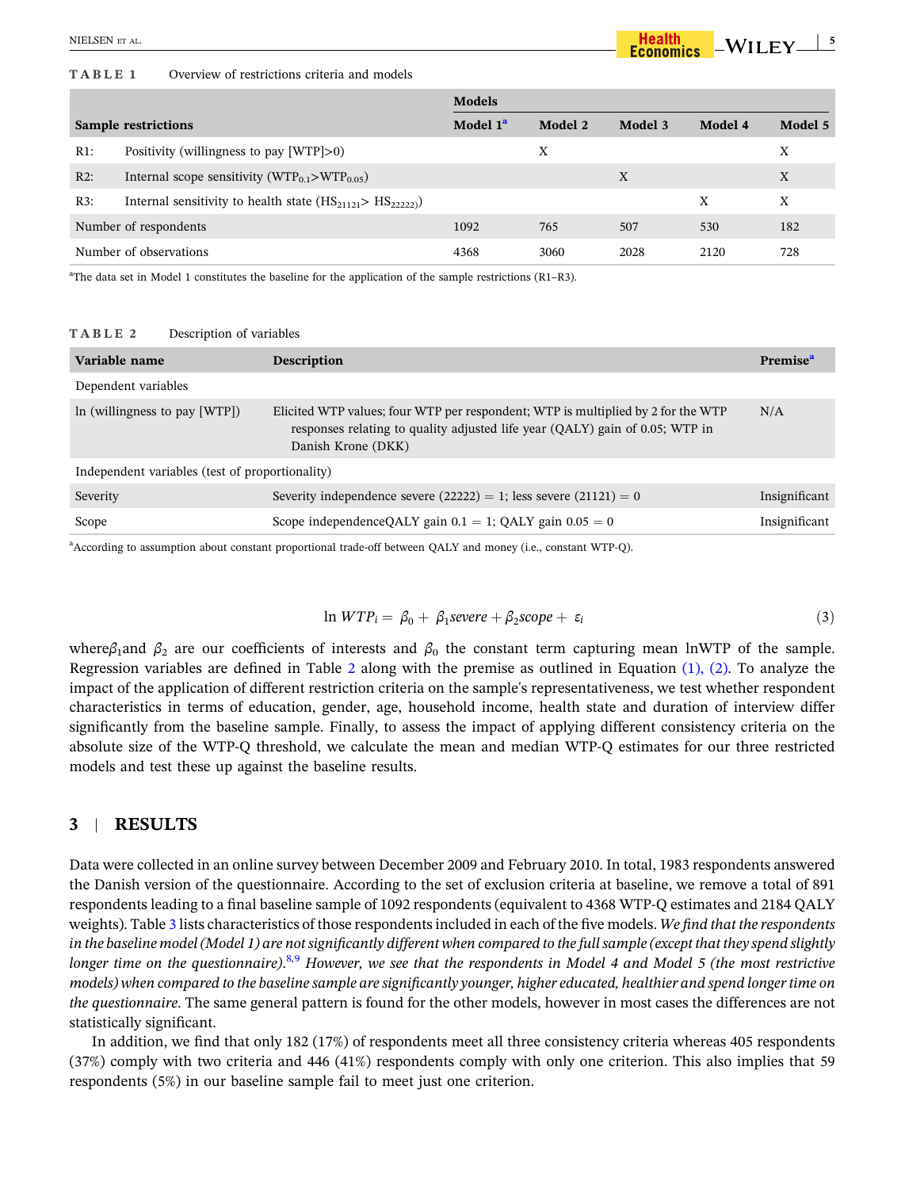**TABLE 1** Overview of restrictions criteria and models

| Sample restrictions | | Models | | | | |
|---|---|---|---|---|---|---|
| | | Model 1[a] | Model 2 | Model 3 | Model 4 | Model 5 |
| R1: | Positivity (willingness to pay [WTP]>0) | | X | | | X |
| R2: | Internal scope sensitivity ($WTP_{0.1}$>$WTP_{0.05}$) | | | X | | X |
| R3: | Internal sensitivity to health state ($HS_{21121}$> $HS_{22222}$) | | | | X | X |
| Number of respondents | | 1092 | 765 | 507 | 530 | 182 |
| Number of observations | | 4368 | 3060 | 2028 | 2120 | 728 |

[a]The data set in Model 1 constitutes the baseline for the application of the sample restrictions (R1–R3).

**TABLE 2** Description of variables

| Variable name | Description | Premise[a] |
|---|---|---|
| Dependent variables | | |
| ln (willingness to pay [WTP]) | Elicited WTP values; four WTP per respondent; WTP is multiplied by 2 for the WTP responses relating to quality adjusted life year (QALY) gain of 0.05; WTP in Danish Krone (DKK) | N/A |
| Independent variables (test of proportionality) | | |
| Severity | Severity independence severe (22222) = 1; less severe (21121) = 0 | Insignificant |
| Scope | Scope independenceQALY gain 0.1 = 1; QALY gain 0.05 = 0 | Insignificant |

[a]According to assumption about constant proportional trade-off between QALY and money (i.e., constant WTP-Q).

$$\ln WTP_i = \beta_0 + \beta_1 severe + \beta_2 scope + \varepsilon_i \tag{3}$$

where$\beta_1$and $\beta_2$ are our coefficients of interests and $\beta_0$ the constant term capturing mean lnWTP of the sample. Regression variables are defined in Table 2 along with the premise as outlined in Equation (1), (2). To analyze the impact of the application of different restriction criteria on the sample's representativeness, we test whether respondent characteristics in terms of education, gender, age, household income, health state and duration of interview differ significantly from the baseline sample. Finally, to assess the impact of applying different consistency criteria on the absolute size of the WTP-Q threshold, we calculate the mean and median WTP-Q estimates for our three restricted models and test these up against the baseline results.

## 3 | RESULTS

Data were collected in an online survey between December 2009 and February 2010. In total, 1983 respondents answered the Danish version of the questionnaire. According to the set of exclusion criteria at baseline, we remove a total of 891 respondents leading to a final baseline sample of 1092 respondents (equivalent to 4368 WTP-Q estimates and 2184 QALY weights). Table 3 lists characteristics of those respondents included in each of the five models. *We find that the respondents in the baseline model (Model 1) are not significantly different when compared to the full sample (except that they spend slightly longer time on the questionnaire).*[8,9] *However, we see that the respondents in Model 4 and Model 5 (the most restrictive models) when compared to the baseline sample are significantly younger, higher educated, healthier and spend longer time on the questionnaire*. The same general pattern is found for the other models, however in most cases the differences are not statistically significant.

In addition, we find that only 182 (17%) of respondents meet all three consistency criteria whereas 405 respondents (37%) comply with two criteria and 446 (41%) respondents comply with only one criterion. This also implies that 59 respondents (5%) in our baseline sample fail to meet just one criterion.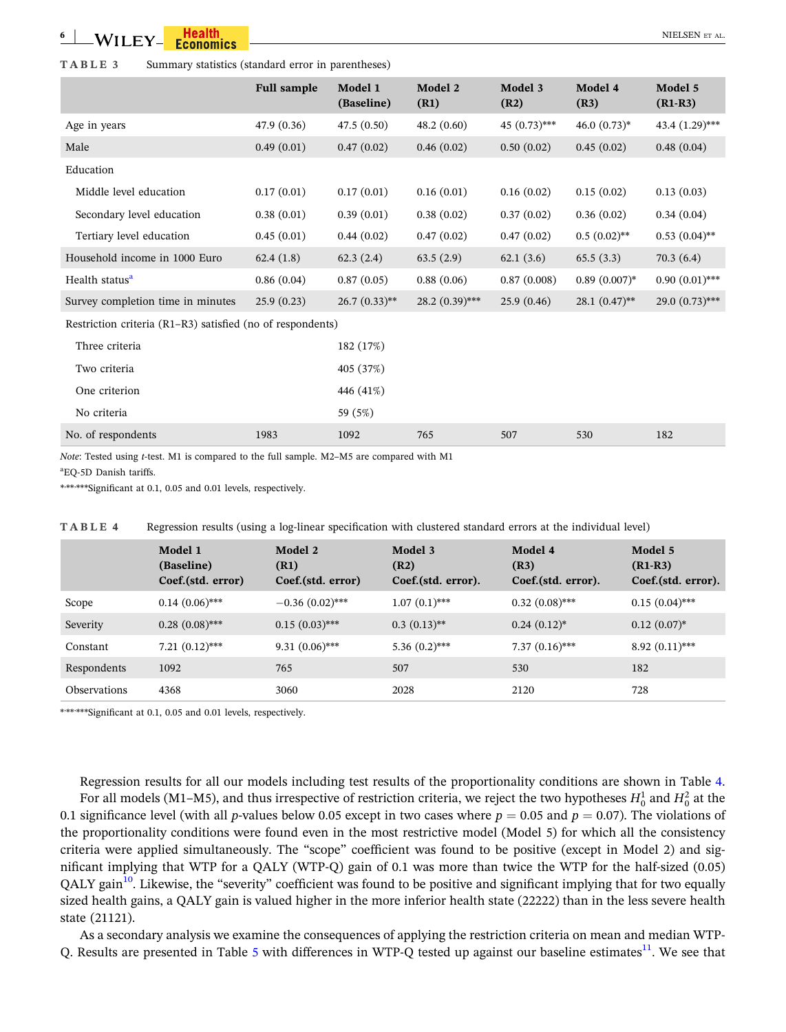**TABLE 3** Summary statistics (standard error in parentheses)

| | Full sample | Model 1 (Baseline) | Model 2 (R1) | Model 3 (R2) | Model 4 (R3) | Model 5 (R1-R3) |
|---|---|---|---|---|---|---|
| Age in years | 47.9 (0.36) | 47.5 (0.50) | 48.2 (0.60) | 45 (0.73)*** | 46.0 (0.73)* | 43.4 (1.29)*** |
| Male | 0.49 (0.01) | 0.47 (0.02) | 0.46 (0.02) | 0.50 (0.02) | 0.45 (0.02) | 0.48 (0.04) |
| Education | | | | | | |
| Middle level education | 0.17 (0.01) | 0.17 (0.01) | 0.16 (0.01) | 0.16 (0.02) | 0.15 (0.02) | 0.13 (0.03) |
| Secondary level education | 0.38 (0.01) | 0.39 (0.01) | 0.38 (0.02) | 0.37 (0.02) | 0.36 (0.02) | 0.34 (0.04) |
| Tertiary level education | 0.45 (0.01) | 0.44 (0.02) | 0.47 (0.02) | 0.47 (0.02) | 0.5 (0.02)** | 0.53 (0.04)** |
| Household income in 1000 Euro | 62.4 (1.8) | 62.3 (2.4) | 63.5 (2.9) | 62.1 (3.6) | 65.5 (3.3) | 70.3 (6.4) |
| Health status[a] | 0.86 (0.04) | 0.87 (0.05) | 0.88 (0.06) | 0.87 (0.008) | 0.89 (0.007)* | 0.90 (0.01)*** |
| Survey completion time in minutes | 25.9 (0.23) | 26.7 (0.33)** | 28.2 (0.39)*** | 25.9 (0.46) | 28.1 (0.47)** | 29.0 (0.73)*** |
| Restriction criteria (R1–R3) satisfied (no of respondents) | | | | | | |
| Three criteria | | 182 (17%) | | | | |
| Two criteria | | 405 (37%) | | | | |
| One criterion | | 446 (41%) | | | | |
| No criteria | | 59 (5%) | | | | |
| No. of respondents | 1983 | 1092 | 765 | 507 | 530 | 182 |

*Note*: Tested using *t*-test. M1 is compared to the full sample. M2–M5 are compared with M1

[a]EQ-5D Danish tariffs.

*,**,***Significant at 0.1, 0.05 and 0.01 levels, respectively.

**TABLE 4** Regression results (using a log-linear specification with clustered standard errors at the individual level)

| | Model 1 (Baseline) Coef.(std. error) | Model 2 (R1) Coef.(std. error) | Model 3 (R2) Coef.(std. error). | Model 4 (R3) Coef.(std. error). | Model 5 (R1-R3) Coef.(std. error). |
|---|---|---|---|---|---|
| Scope | 0.14 (0.06)*** | −0.36 (0.02)*** | 1.07 (0.1)*** | 0.32 (0.08)*** | 0.15 (0.04)*** |
| Severity | 0.28 (0.08)*** | 0.15 (0.03)*** | 0.3 (0.13)** | 0.24 (0.12)* | 0.12 (0.07)* |
| Constant | 7.21 (0.12)*** | 9.31 (0.06)*** | 5.36 (0.2)*** | 7.37 (0.16)*** | 8.92 (0.11)*** |
| Respondents | 1092 | 765 | 507 | 530 | 182 |
| Observations | 4368 | 3060 | 2028 | 2120 | 728 |

*,**,***Significant at 0.1, 0.05 and 0.01 levels, respectively.

Regression results for all our models including test results of the proportionality conditions are shown in Table 4.

For all models (M1–M5), and thus irrespective of restriction criteria, we reject the two hypotheses $H_0^1$ and $H_0^2$ at the 0.1 significance level (with all *p*-values below 0.05 except in two cases where $p = 0.05$ and $p = 0.07$). The violations of the proportionality conditions were found even in the most restrictive model (Model 5) for which all the consistency criteria were applied simultaneously. The "scope" coefficient was found to be positive (except in Model 2) and significant implying that WTP for a QALY (WTP-Q) gain of 0.1 was more than twice the WTP for the half-sized (0.05) QALY gain[10]. Likewise, the "severity" coefficient was found to be positive and significant implying that for two equally sized health gains, a QALY gain is valued higher in the more inferior health state (22222) than in the less severe health state (21121).

As a secondary analysis we examine the consequences of applying the restriction criteria on mean and median WTP-Q. Results are presented in Table 5 with differences in WTP-Q tested up against our baseline estimates[11]. We see that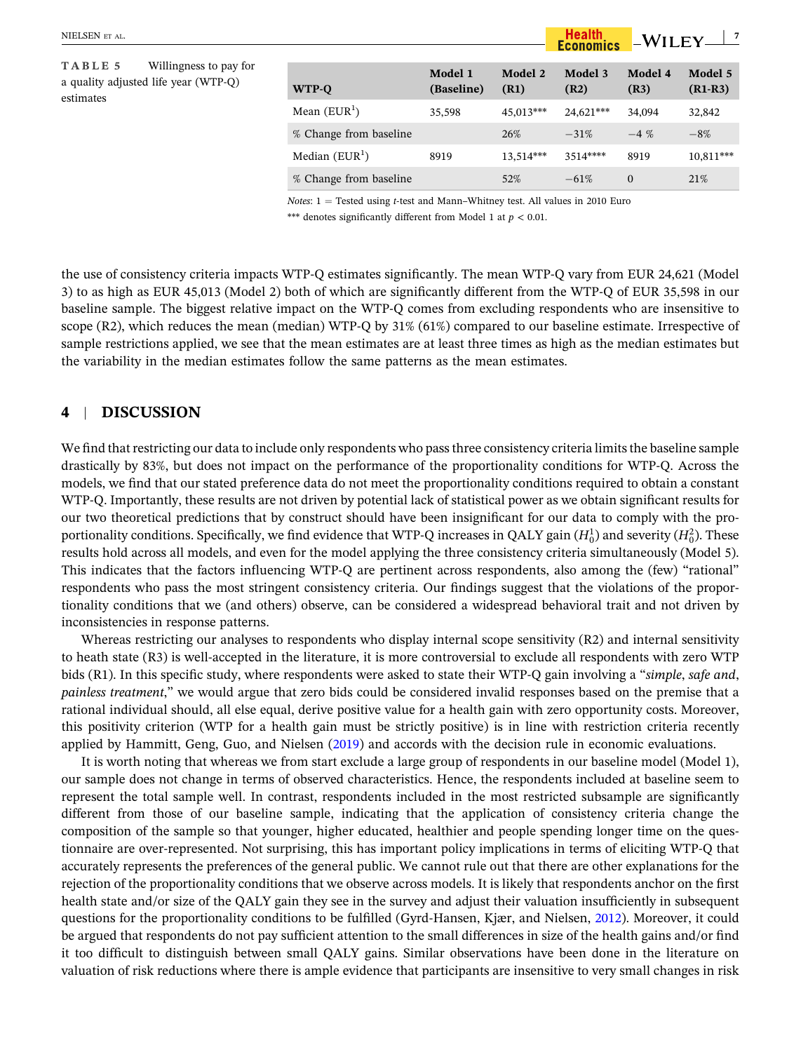**TABLE 5** Willingness to pay for a quality adjusted life year (WTP-Q) estimates

| WTP-Q | Model 1 (Baseline) | Model 2 (R1) | Model 3 (R2) | Model 4 (R3) | Model 5 (R1-R3) |
|---|---|---|---|---|---|
| Mean (EUR[1]) | 35,598 | 45,013*** | 24,621*** | 34,094 | 32,842 |
| % Change from baseline | | 26% | −31% | −4 % | −8% |
| Median (EUR[1]) | 8919 | 13,514*** | 3514**** | 8919 | 10,811*** |
| % Change from baseline | | 52% | −61% | 0 | 21% |

*Notes*: 1 = Tested using *t*-test and Mann–Whitney test. All values in 2010 Euro

*** denotes significantly different from Model 1 at $p < 0.01$.

the use of consistency criteria impacts WTP-Q estimates significantly. The mean WTP-Q vary from EUR 24,621 (Model 3) to as high as EUR 45,013 (Model 2) both of which are significantly different from the WTP-Q of EUR 35,598 in our baseline sample. The biggest relative impact on the WTP-Q comes from excluding respondents who are insensitive to scope (R2), which reduces the mean (median) WTP-Q by 31% (61%) compared to our baseline estimate. Irrespective of sample restrictions applied, we see that the mean estimates are at least three times as high as the median estimates but the variability in the median estimates follow the same patterns as the mean estimates.

## 4 | DISCUSSION

We find that restricting our data to include only respondents who pass three consistency criteria limits the baseline sample drastically by 83%, but does not impact on the performance of the proportionality conditions for WTP-Q. Across the models, we find that our stated preference data do not meet the proportionality conditions required to obtain a constant WTP-Q. Importantly, these results are not driven by potential lack of statistical power as we obtain significant results for our two theoretical predictions that by construct should have been insignificant for our data to comply with the proportionality conditions. Specifically, we find evidence that WTP-Q increases in QALY gain ($H_0^1$) and severity ($H_0^2$). These results hold across all models, and even for the model applying the three consistency criteria simultaneously (Model 5). This indicates that the factors influencing WTP-Q are pertinent across respondents, also among the (few) "rational" respondents who pass the most stringent consistency criteria. Our findings suggest that the violations of the proportionality conditions that we (and others) observe, can be considered a widespread behavioral trait and not driven by inconsistencies in response patterns.

Whereas restricting our analyses to respondents who display internal scope sensitivity (R2) and internal sensitivity to heath state (R3) is well-accepted in the literature, it is more controversial to exclude all respondents with zero WTP bids (R1). In this specific study, where respondents were asked to state their WTP-Q gain involving a "*simple*, *safe and*, *painless treatment*," we would argue that zero bids could be considered invalid responses based on the premise that a rational individual should, all else equal, derive positive value for a health gain with zero opportunity costs. Moreover, this positivity criterion (WTP for a health gain must be strictly positive) is in line with restriction criteria recently applied by Hammitt, Geng, Guo, and Nielsen (2019) and accords with the decision rule in economic evaluations.

It is worth noting that whereas we from start exclude a large group of respondents in our baseline model (Model 1), our sample does not change in terms of observed characteristics. Hence, the respondents included at baseline seem to represent the total sample well. In contrast, respondents included in the most restricted subsample are significantly different from those of our baseline sample, indicating that the application of consistency criteria change the composition of the sample so that younger, higher educated, healthier and people spending longer time on the questionnaire are over-represented. Not surprising, this has important policy implications in terms of eliciting WTP-Q that accurately represents the preferences of the general public. We cannot rule out that there are other explanations for the rejection of the proportionality conditions that we observe across models. It is likely that respondents anchor on the first health state and/or size of the QALY gain they see in the survey and adjust their valuation insufficiently in subsequent questions for the proportionality conditions to be fulfilled (Gyrd-Hansen, Kjær, and Nielsen, 2012). Moreover, it could be argued that respondents do not pay sufficient attention to the small differences in size of the health gains and/or find it too difficult to distinguish between small QALY gains. Similar observations have been done in the literature on valuation of risk reductions where there is ample evidence that participants are insensitive to very small changes in risk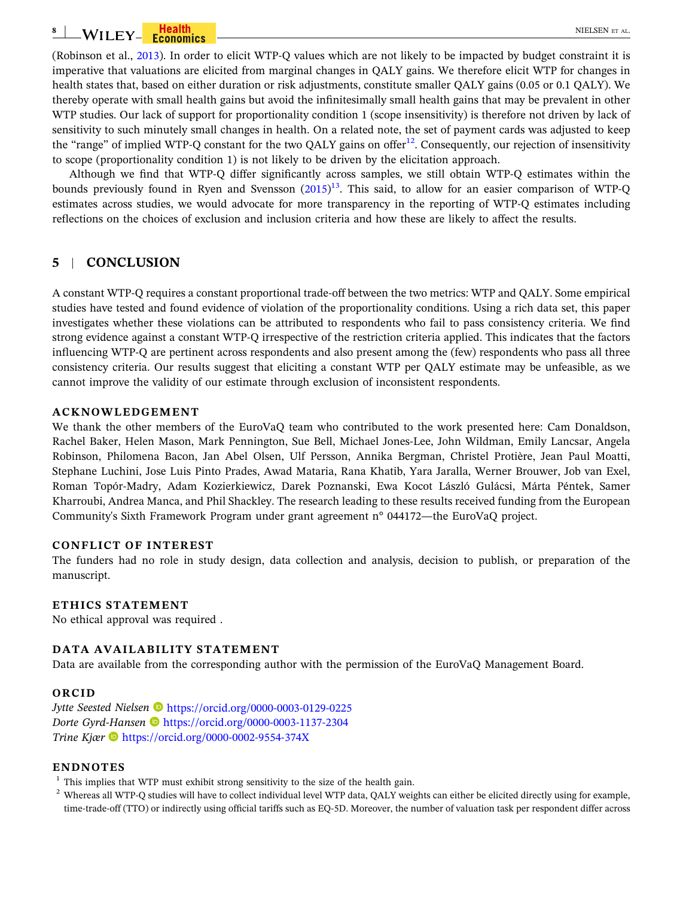(Robinson et al., 2013). In order to elicit WTP-Q values which are not likely to be impacted by budget constraint it is imperative that valuations are elicited from marginal changes in QALY gains. We therefore elicit WTP for changes in health states that, based on either duration or risk adjustments, constitute smaller QALY gains (0.05 or 0.1 QALY). We thereby operate with small health gains but avoid the infinitesimally small health gains that may be prevalent in other WTP studies. Our lack of support for proportionality condition 1 (scope insensitivity) is therefore not driven by lack of sensitivity to such minutely small changes in health. On a related note, the set of payment cards was adjusted to keep the "range" of implied WTP-Q constant for the two QALY gains on offer[12]. Consequently, our rejection of insensitivity to scope (proportionality condition 1) is not likely to be driven by the elicitation approach.

Although we find that WTP-Q differ significantly across samples, we still obtain WTP-Q estimates within the bounds previously found in Ryen and Svensson (2015)[13]. This said, to allow for an easier comparison of WTP-Q estimates across studies, we would advocate for more transparency in the reporting of WTP-Q estimates including reflections on the choices of exclusion and inclusion criteria and how these are likely to affect the results.

## 5 | CONCLUSION

A constant WTP-Q requires a constant proportional trade-off between the two metrics: WTP and QALY. Some empirical studies have tested and found evidence of violation of the proportionality conditions. Using a rich data set, this paper investigates whether these violations can be attributed to respondents who fail to pass consistency criteria. We find strong evidence against a constant WTP-Q irrespective of the restriction criteria applied. This indicates that the factors influencing WTP-Q are pertinent across respondents and also present among the (few) respondents who pass all three consistency criteria. Our results suggest that eliciting a constant WTP per QALY estimate may be unfeasible, as we cannot improve the validity of our estimate through exclusion of inconsistent respondents.

### ACKNOWLEDGEMENT

We thank the other members of the EuroVaQ team who contributed to the work presented here: Cam Donaldson, Rachel Baker, Helen Mason, Mark Pennington, Sue Bell, Michael Jones-Lee, John Wildman, Emily Lancsar, Angela Robinson, Philomena Bacon, Jan Abel Olsen, Ulf Persson, Annika Bergman, Christel Protière, Jean Paul Moatti, Stephane Luchini, Jose Luis Pinto Prades, Awad Mataria, Rana Khatib, Yara Jaralla, Werner Brouwer, Job van Exel, Roman Topór-Madry, Adam Kozierkiewicz, Darek Poznanski, Ewa Kocot László Gulácsi, Márta Péntek, Samer Kharroubi, Andrea Manca, and Phil Shackley. The research leading to these results received funding from the European Community's Sixth Framework Program under grant agreement n° 044172—the EuroVaQ project.

### CONFLICT OF INTEREST

The funders had no role in study design, data collection and analysis, decision to publish, or preparation of the manuscript.

### ETHICS STATEMENT

No ethical approval was required .

### DATA AVAILABILITY STATEMENT

Data are available from the corresponding author with the permission of the EuroVaQ Management Board.

### ORCID

*Jytte Seested Nielsen* https://orcid.org/0000-0003-0129-0225
*Dorte Gyrd-Hansen* https://orcid.org/0000-0003-1137-2304
*Trine Kjær* https://orcid.org/0000-0002-9554-374X

### ENDNOTES

[1] This implies that WTP must exhibit strong sensitivity to the size of the health gain.

[2] Whereas all WTP-Q studies will have to collect individual level WTP data, QALY weights can either be elicited directly using for example, time-trade-off (TTO) or indirectly using official tariffs such as EQ-5D. Moreover, the number of valuation task per respondent differ across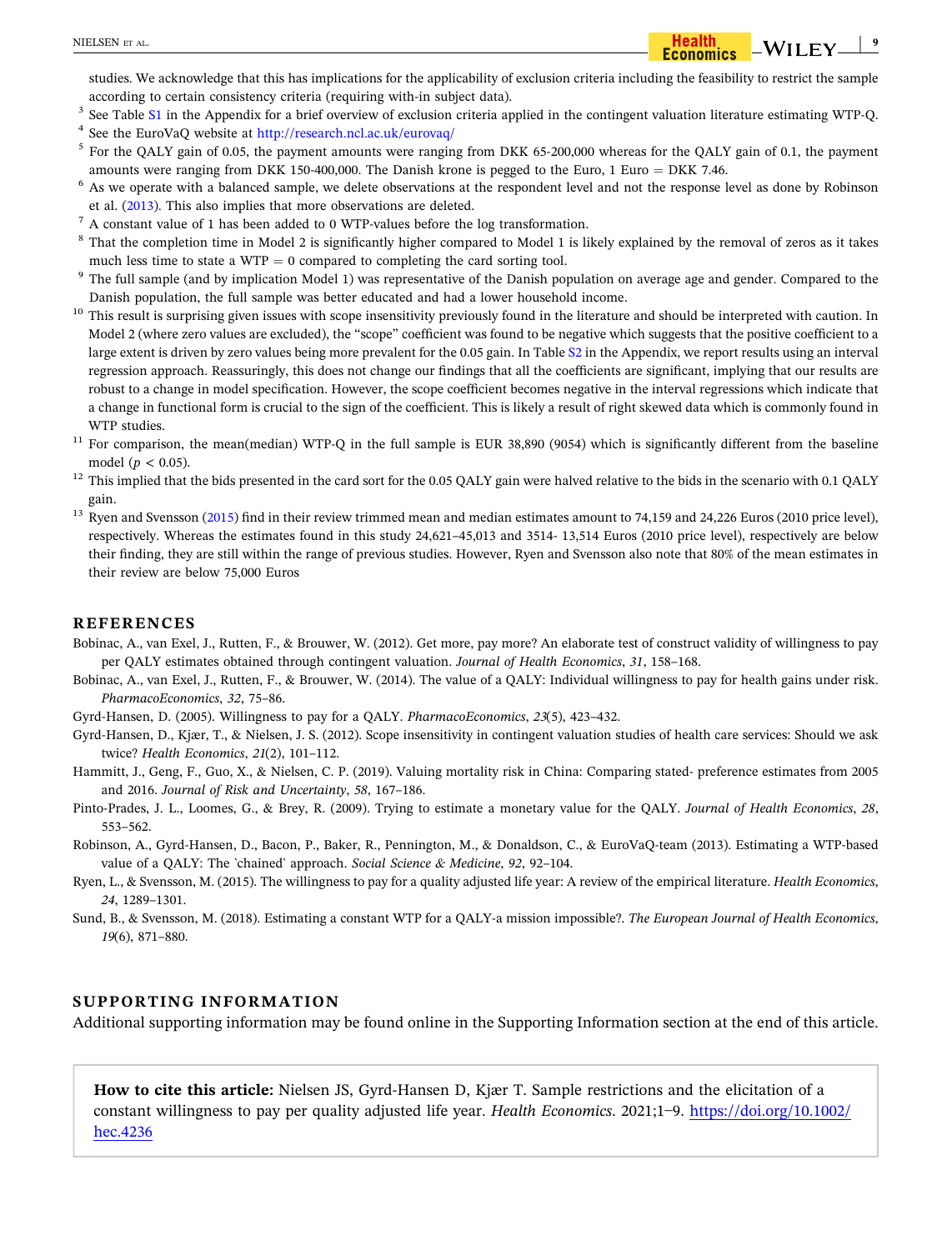studies. We acknowledge that this has implications for the applicability of exclusion criteria including the feasibility to restrict the sample according to certain consistency criteria (requiring with-in subject data).

[3] See Table S1 in the Appendix for a brief overview of exclusion criteria applied in the contingent valuation literature estimating WTP-Q.

[4] See the EuroVaQ website at http://research.ncl.ac.uk/eurovaq/

[5] For the QALY gain of 0.05, the payment amounts were ranging from DKK 65-200,000 whereas for the QALY gain of 0.1, the payment amounts were ranging from DKK 150-400,000. The Danish krone is pegged to the Euro, 1 Euro = DKK 7.46.

[6] As we operate with a balanced sample, we delete observations at the respondent level and not the response level as done by Robinson et al. (2013). This also implies that more observations are deleted.

[7] A constant value of 1 has been added to 0 WTP-values before the log transformation.

[8] That the completion time in Model 2 is significantly higher compared to Model 1 is likely explained by the removal of zeros as it takes much less time to state a WTP = 0 compared to completing the card sorting tool.

[9] The full sample (and by implication Model 1) was representative of the Danish population on average age and gender. Compared to the Danish population, the full sample was better educated and had a lower household income.

[10] This result is surprising given issues with scope insensitivity previously found in the literature and should be interpreted with caution. In Model 2 (where zero values are excluded), the "scope" coefficient was found to be negative which suggests that the positive coefficient to a large extent is driven by zero values being more prevalent for the 0.05 gain. In Table S2 in the Appendix, we report results using an interval regression approach. Reassuringly, this does not change our findings that all the coefficients are significant, implying that our results are robust to a change in model specification. However, the scope coefficient becomes negative in the interval regressions which indicate that a change in functional form is crucial to the sign of the coefficient. This is likely a result of right skewed data which is commonly found in WTP studies.

[11] For comparison, the mean(median) WTP-Q in the full sample is EUR 38,890 (9054) which is significantly different from the baseline model ($p < 0.05$).

[12] This implied that the bids presented in the card sort for the 0.05 QALY gain were halved relative to the bids in the scenario with 0.1 QALY gain.

[13] Ryen and Svensson (2015) find in their review trimmed mean and median estimates amount to 74,159 and 24,226 Euros (2010 price level), respectively. Whereas the estimates found in this study 24,621–45,013 and 3514- 13,514 Euros (2010 price level), respectively are below their finding, they are still within the range of previous studies. However, Ryen and Svensson also note that 80% of the mean estimates in their review are below 75,000 Euros

## REFERENCES

Bobinac, A., van Exel, J., Rutten, F., & Brouwer, W. (2012). Get more, pay more? An elaborate test of construct validity of willingness to pay per QALY estimates obtained through contingent valuation. *Journal of Health Economics*, *31*, 158–168.

Bobinac, A., van Exel, J., Rutten, F., & Brouwer, W. (2014). The value of a QALY: Individual willingness to pay for health gains under risk. *PharmacoEconomics*, *32*, 75–86.

Gyrd-Hansen, D. (2005). Willingness to pay for a QALY. *PharmacoEconomics*, *23*(5), 423–432.

Gyrd-Hansen, D., Kjær, T., & Nielsen, J. S. (2012). Scope insensitivity in contingent valuation studies of health care services: Should we ask twice? *Health Economics*, *21*(2), 101–112.

Hammitt, J., Geng, F., Guo, X., & Nielsen, C. P. (2019). Valuing mortality risk in China: Comparing stated- preference estimates from 2005 and 2016. *Journal of Risk and Uncertainty*, *58*, 167–186.

Pinto-Prades, J. L., Loomes, G., & Brey, R. (2009). Trying to estimate a monetary value for the QALY. *Journal of Health Economics*, *28*, 553–562.

Robinson, A., Gyrd-Hansen, D., Bacon, P., Baker, R., Pennington, M., & Donaldson, C., & EuroVaQ-team (2013). Estimating a WTP-based value of a QALY: The `chained` approach. *Social Science & Medicine*, *92*, 92–104.

Ryen, L., & Svensson, M. (2015). The willingness to pay for a quality adjusted life year: A review of the empirical literature. *Health Economics*, *24*, 1289–1301.

Sund, B., & Svensson, M. (2018). Estimating a constant WTP for a QALY-a mission impossible?. *The European Journal of Health Economics*, *19*(6), 871–880.

## SUPPORTING INFORMATION

Additional supporting information may be found online in the Supporting Information section at the end of this article.

**How to cite this article:** Nielsen JS, Gyrd-Hansen D, Kjær T. Sample restrictions and the elicitation of a constant willingness to pay per quality adjusted life year. *Health Economics*. 2021;1–9. https://doi.org/10.1002/hec.4236